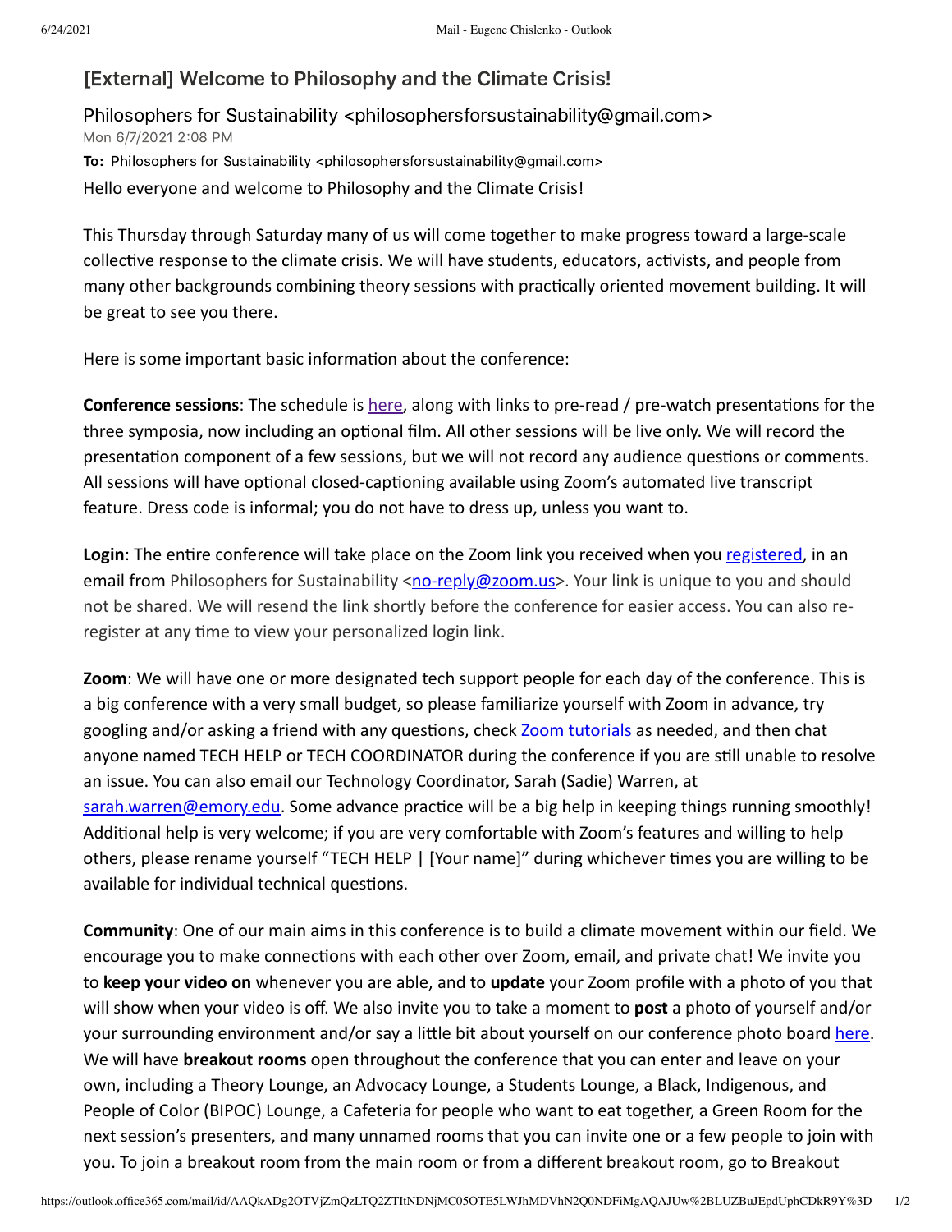## [External] Welcome to Philosophy and the Climate Crisis!

Philosophers for Sustainability <philosophersforsustainability@gmail.com>
Mon 6/7/2021 2:08 PM
**To:** Philosophers for Sustainability <philosophersforsustainability@gmail.com>

Hello everyone and welcome to Philosophy and the Climate Crisis!

This Thursday through Saturday many of us will come together to make progress toward a large-scale collective response to the climate crisis. We will have students, educators, activists, and people from many other backgrounds combining theory sessions with practically oriented movement building. It will be great to see you there.

Here is some important basic information about the conference:

**Conference sessions**: The schedule is here, along with links to pre-read / pre-watch presentations for the three symposia, now including an optional film. All other sessions will be live only. We will record the presentation component of a few sessions, but we will not record any audience questions or comments. All sessions will have optional closed-captioning available using Zoom's automated live transcript feature. Dress code is informal; you do not have to dress up, unless you want to.

**Login**: The entire conference will take place on the Zoom link you received when you registered, in an email from Philosophers for Sustainability <no-reply@zoom.us>. Your link is unique to you and should not be shared. We will resend the link shortly before the conference for easier access. You can also re-register at any time to view your personalized login link.

**Zoom**: We will have one or more designated tech support people for each day of the conference. This is a big conference with a very small budget, so please familiarize yourself with Zoom in advance, try googling and/or asking a friend with any questions, check Zoom tutorials as needed, and then chat anyone named TECH HELP or TECH COORDINATOR during the conference if you are still unable to resolve an issue. You can also email our Technology Coordinator, Sarah (Sadie) Warren, at sarah.warren@emory.edu. Some advance practice will be a big help in keeping things running smoothly! Additional help is very welcome; if you are very comfortable with Zoom's features and willing to help others, please rename yourself "TECH HELP | [Your name]" during whichever times you are willing to be available for individual technical questions.

**Community**: One of our main aims in this conference is to build a climate movement within our field. We encourage you to make connections with each other over Zoom, email, and private chat! We invite you to **keep your video on** whenever you are able, and to **update** your Zoom profile with a photo of you that will show when your video is off. We also invite you to take a moment to **post** a photo of yourself and/or your surrounding environment and/or say a little bit about yourself on our conference photo board here. We will have **breakout rooms** open throughout the conference that you can enter and leave on your own, including a Theory Lounge, an Advocacy Lounge, a Students Lounge, a Black, Indigenous, and People of Color (BIPOC) Lounge, a Cafeteria for people who want to eat together, a Green Room for the next session's presenters, and many unnamed rooms that you can invite one or a few people to join with you. To join a breakout room from the main room or from a different breakout room, go to Breakout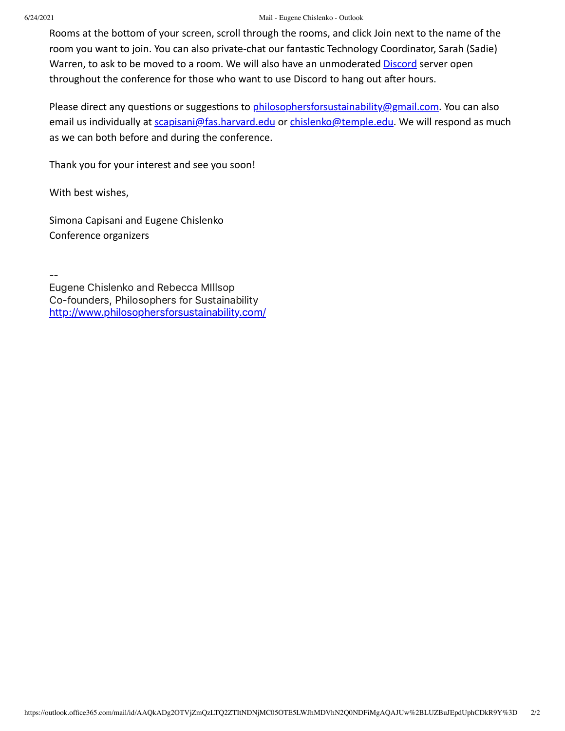Rooms at the bottom of your screen, scroll through the rooms, and click Join next to the name of the room you want to join. You can also private-chat our fantastic Technology Coordinator, Sarah (Sadie) Warren, to ask to be moved to a room. We will also have an unmoderated [Discord](Discord) server open throughout the conference for those who want to use Discord to hang out after hours.

Please direct any questions or suggestions to [philosophersforsustainability@gmail.com](mailto:philosophersforsustainability@gmail.com). You can also email us individually at [scapisani@fas.harvard.edu](mailto:scapisani@fas.harvard.edu) or [chislenko@temple.edu](mailto:chislenko@temple.edu). We will respond as much as we can both before and during the conference.

Thank you for your interest and see you soon!

With best wishes,

Simona Capisani and Eugene Chislenko
Conference organizers

--
Eugene Chislenko and Rebecca MIllsop
Co-founders, Philosophers for Sustainability
[http://www.philosophersforsustainability.com/](http://www.philosophersforsustainability.com/)